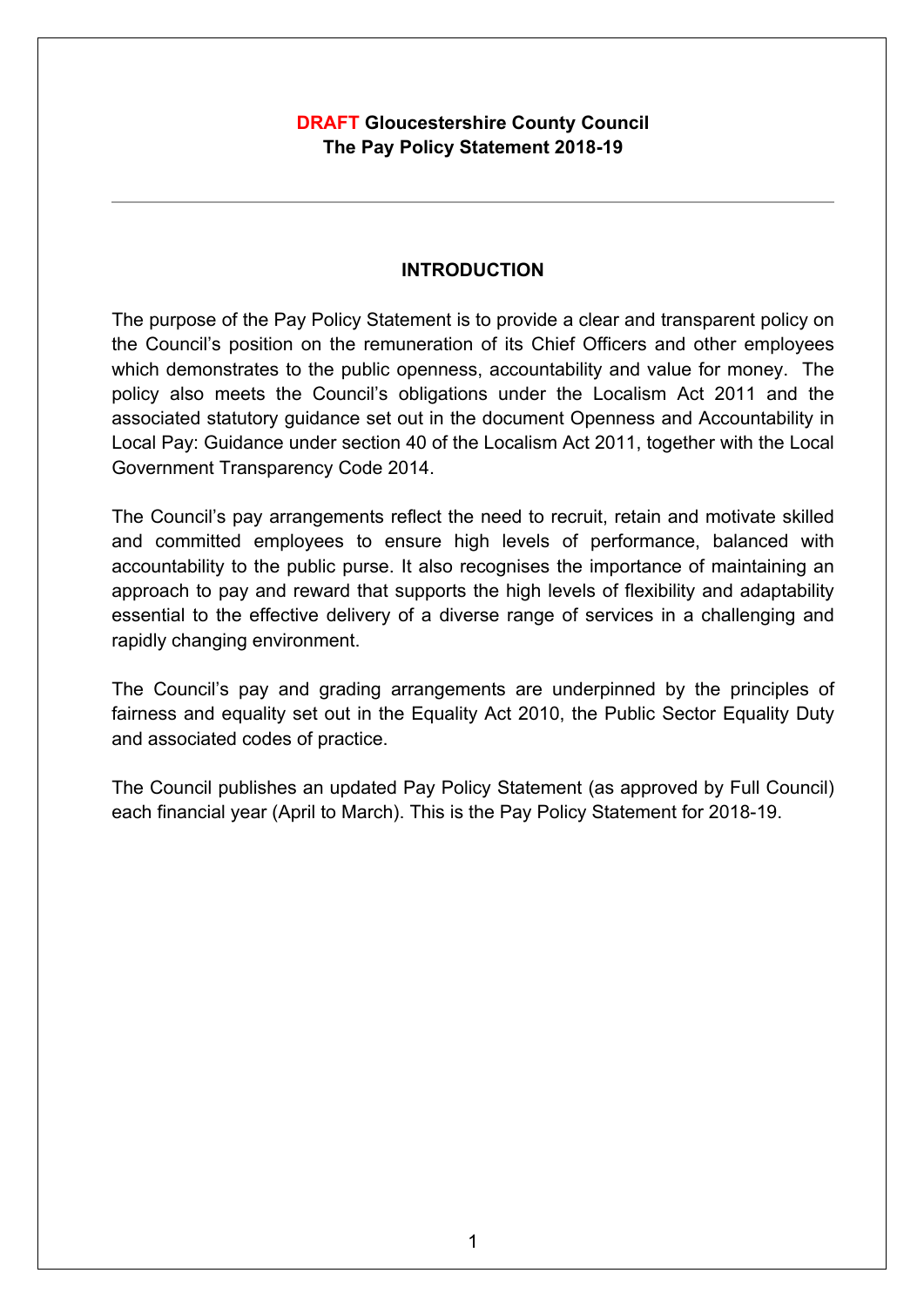**DRAFT Gloucestershire County Council**
**The Pay Policy Statement 2018-19**

---

## INTRODUCTION

The purpose of the Pay Policy Statement is to provide a clear and transparent policy on the Council's position on the remuneration of its Chief Officers and other employees which demonstrates to the public openness, accountability and value for money. The policy also meets the Council's obligations under the Localism Act 2011 and the associated statutory guidance set out in the document Openness and Accountability in Local Pay: Guidance under section 40 of the Localism Act 2011, together with the Local Government Transparency Code 2014.

The Council's pay arrangements reflect the need to recruit, retain and motivate skilled and committed employees to ensure high levels of performance, balanced with accountability to the public purse. It also recognises the importance of maintaining an approach to pay and reward that supports the high levels of flexibility and adaptability essential to the effective delivery of a diverse range of services in a challenging and rapidly changing environment.

The Council's pay and grading arrangements are underpinned by the principles of fairness and equality set out in the Equality Act 2010, the Public Sector Equality Duty and associated codes of practice.

The Council publishes an updated Pay Policy Statement (as approved by Full Council) each financial year (April to March). This is the Pay Policy Statement for 2018-19.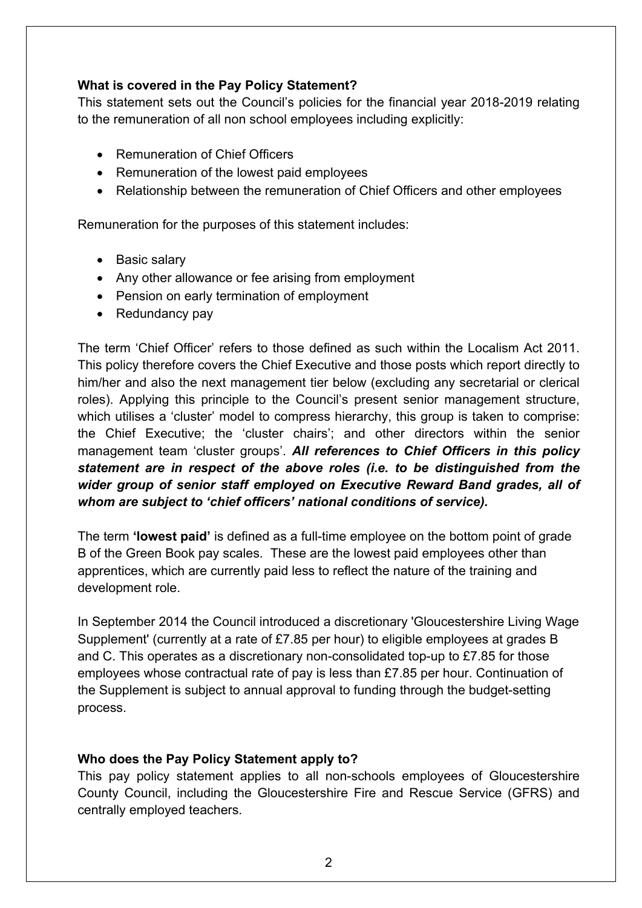**What is covered in the Pay Policy Statement?**

This statement sets out the Council's policies for the financial year 2018-2019 relating to the remuneration of all non school employees including explicitly:

- Remuneration of Chief Officers
- Remuneration of the lowest paid employees
- Relationship between the remuneration of Chief Officers and other employees

Remuneration for the purposes of this statement includes:

- Basic salary
- Any other allowance or fee arising from employment
- Pension on early termination of employment
- Redundancy pay

The term 'Chief Officer' refers to those defined as such within the Localism Act 2011. This policy therefore covers the Chief Executive and those posts which report directly to him/her and also the next management tier below (excluding any secretarial or clerical roles). Applying this principle to the Council's present senior management structure, which utilises a 'cluster' model to compress hierarchy, this group is taken to comprise: the Chief Executive; the 'cluster chairs'; and other directors within the senior management team 'cluster groups'. ***All references to Chief Officers in this policy statement are in respect of the above roles (i.e. to be distinguished from the wider group of senior staff employed on Executive Reward Band grades, all of whom are subject to 'chief officers' national conditions of service).***

The term **'lowest paid'** is defined as a full-time employee on the bottom point of grade B of the Green Book pay scales. These are the lowest paid employees other than apprentices, which are currently paid less to reflect the nature of the training and development role.

In September 2014 the Council introduced a discretionary 'Gloucestershire Living Wage Supplement' (currently at a rate of £7.85 per hour) to eligible employees at grades B and C. This operates as a discretionary non-consolidated top-up to £7.85 for those employees whose contractual rate of pay is less than £7.85 per hour. Continuation of the Supplement is subject to annual approval to funding through the budget-setting process.

**Who does the Pay Policy Statement apply to?**

This pay policy statement applies to all non-schools employees of Gloucestershire County Council, including the Gloucestershire Fire and Rescue Service (GFRS) and centrally employed teachers.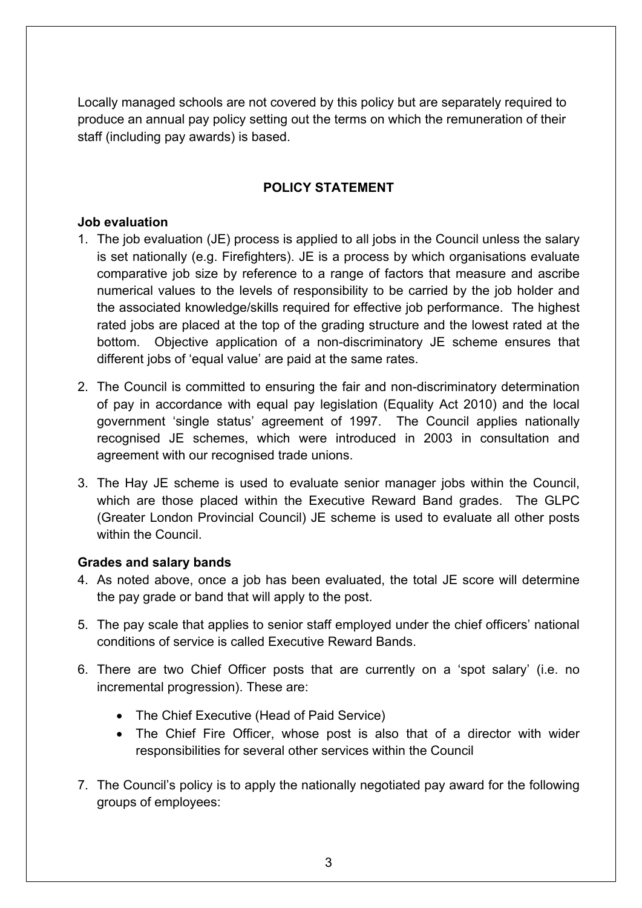Locally managed schools are not covered by this policy but are separately required to produce an annual pay policy setting out the terms on which the remuneration of their staff (including pay awards) is based.

## POLICY STATEMENT

### Job evaluation

1. The job evaluation (JE) process is applied to all jobs in the Council unless the salary is set nationally (e.g. Firefighters). JE is a process by which organisations evaluate comparative job size by reference to a range of factors that measure and ascribe numerical values to the levels of responsibility to be carried by the job holder and the associated knowledge/skills required for effective job performance. The highest rated jobs are placed at the top of the grading structure and the lowest rated at the bottom. Objective application of a non-discriminatory JE scheme ensures that different jobs of 'equal value' are paid at the same rates.
2. The Council is committed to ensuring the fair and non-discriminatory determination of pay in accordance with equal pay legislation (Equality Act 2010) and the local government 'single status' agreement of 1997. The Council applies nationally recognised JE schemes, which were introduced in 2003 in consultation and agreement with our recognised trade unions.
3. The Hay JE scheme is used to evaluate senior manager jobs within the Council, which are those placed within the Executive Reward Band grades. The GLPC (Greater London Provincial Council) JE scheme is used to evaluate all other posts within the Council.

### Grades and salary bands

4. As noted above, once a job has been evaluated, the total JE score will determine the pay grade or band that will apply to the post.
5. The pay scale that applies to senior staff employed under the chief officers' national conditions of service is called Executive Reward Bands.
6. There are two Chief Officer posts that are currently on a 'spot salary' (i.e. no incremental progression). These are:
   - The Chief Executive (Head of Paid Service)
   - The Chief Fire Officer, whose post is also that of a director with wider responsibilities for several other services within the Council
7. The Council's policy is to apply the nationally negotiated pay award for the following groups of employees: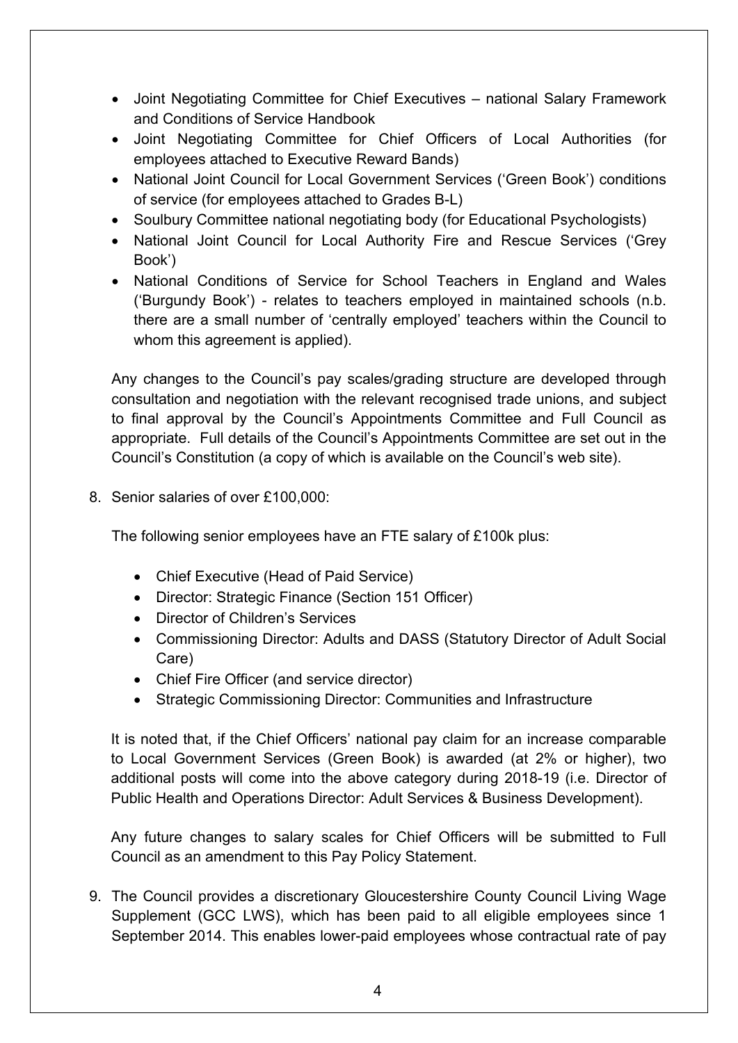- Joint Negotiating Committee for Chief Executives – national Salary Framework and Conditions of Service Handbook
- Joint Negotiating Committee for Chief Officers of Local Authorities (for employees attached to Executive Reward Bands)
- National Joint Council for Local Government Services ('Green Book') conditions of service (for employees attached to Grades B-L)
- Soulbury Committee national negotiating body (for Educational Psychologists)
- National Joint Council for Local Authority Fire and Rescue Services ('Grey Book')
- National Conditions of Service for School Teachers in England and Wales ('Burgundy Book') - relates to teachers employed in maintained schools (n.b. there are a small number of 'centrally employed' teachers within the Council to whom this agreement is applied).

Any changes to the Council's pay scales/grading structure are developed through consultation and negotiation with the relevant recognised trade unions, and subject to final approval by the Council's Appointments Committee and Full Council as appropriate. Full details of the Council's Appointments Committee are set out in the Council's Constitution (a copy of which is available on the Council's web site).

8. Senior salaries of over £100,000:

   The following senior employees have an FTE salary of £100k plus:

   - Chief Executive (Head of Paid Service)
   - Director: Strategic Finance (Section 151 Officer)
   - Director of Children's Services
   - Commissioning Director: Adults and DASS (Statutory Director of Adult Social Care)
   - Chief Fire Officer (and service director)
   - Strategic Commissioning Director: Communities and Infrastructure

   It is noted that, if the Chief Officers' national pay claim for an increase comparable to Local Government Services (Green Book) is awarded (at 2% or higher), two additional posts will come into the above category during 2018-19 (i.e. Director of Public Health and Operations Director: Adult Services & Business Development).

   Any future changes to salary scales for Chief Officers will be submitted to Full Council as an amendment to this Pay Policy Statement.

9. The Council provides a discretionary Gloucestershire County Council Living Wage Supplement (GCC LWS), which has been paid to all eligible employees since 1 September 2014. This enables lower-paid employees whose contractual rate of pay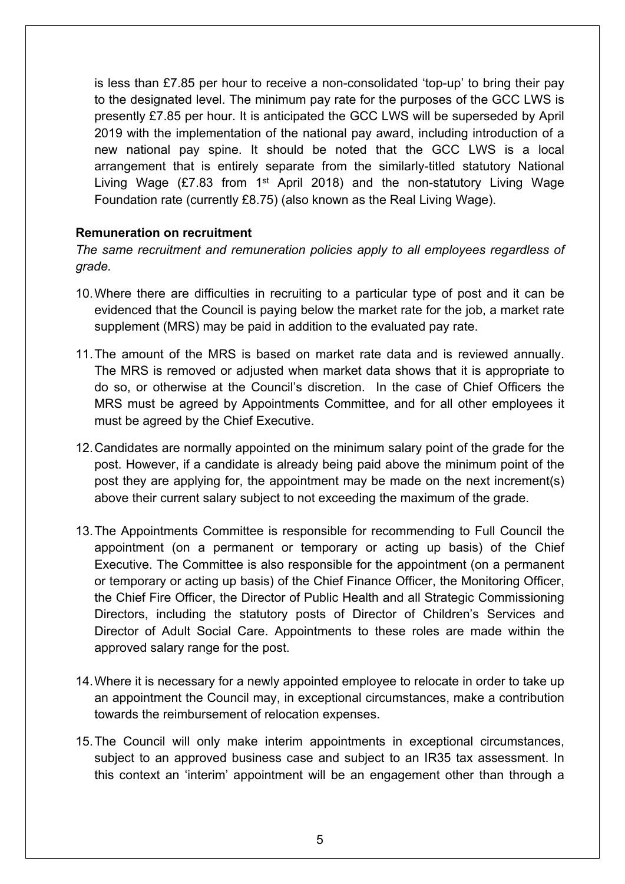is less than £7.85 per hour to receive a non-consolidated 'top-up' to bring their pay to the designated level. The minimum pay rate for the purposes of the GCC LWS is presently £7.85 per hour. It is anticipated the GCC LWS will be superseded by April 2019 with the implementation of the national pay award, including introduction of a new national pay spine. It should be noted that the GCC LWS is a local arrangement that is entirely separate from the similarly-titled statutory National Living Wage (£7.83 from 1st April 2018) and the non-statutory Living Wage Foundation rate (currently £8.75) (also known as the Real Living Wage).

**Remuneration on recruitment**

*The same recruitment and remuneration policies apply to all employees regardless of grade.*

10. Where there are difficulties in recruiting to a particular type of post and it can be evidenced that the Council is paying below the market rate for the job, a market rate supplement (MRS) may be paid in addition to the evaluated pay rate.

11. The amount of the MRS is based on market rate data and is reviewed annually. The MRS is removed or adjusted when market data shows that it is appropriate to do so, or otherwise at the Council's discretion. In the case of Chief Officers the MRS must be agreed by Appointments Committee, and for all other employees it must be agreed by the Chief Executive.

12. Candidates are normally appointed on the minimum salary point of the grade for the post. However, if a candidate is already being paid above the minimum point of the post they are applying for, the appointment may be made on the next increment(s) above their current salary subject to not exceeding the maximum of the grade.

13. The Appointments Committee is responsible for recommending to Full Council the appointment (on a permanent or temporary or acting up basis) of the Chief Executive. The Committee is also responsible for the appointment (on a permanent or temporary or acting up basis) of the Chief Finance Officer, the Monitoring Officer, the Chief Fire Officer, the Director of Public Health and all Strategic Commissioning Directors, including the statutory posts of Director of Children's Services and Director of Adult Social Care. Appointments to these roles are made within the approved salary range for the post.

14. Where it is necessary for a newly appointed employee to relocate in order to take up an appointment the Council may, in exceptional circumstances, make a contribution towards the reimbursement of relocation expenses.

15. The Council will only make interim appointments in exceptional circumstances, subject to an approved business case and subject to an IR35 tax assessment. In this context an 'interim' appointment will be an engagement other than through a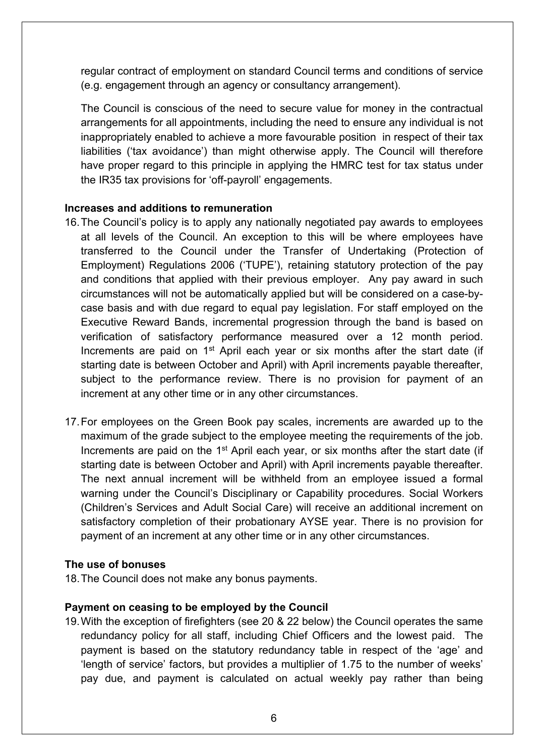regular contract of employment on standard Council terms and conditions of service (e.g. engagement through an agency or consultancy arrangement).

The Council is conscious of the need to secure value for money in the contractual arrangements for all appointments, including the need to ensure any individual is not inappropriately enabled to achieve a more favourable position in respect of their tax liabilities ('tax avoidance') than might otherwise apply. The Council will therefore have proper regard to this principle in applying the HMRC test for tax status under the IR35 tax provisions for 'off-payroll' engagements.

**Increases and additions to remuneration**

16. The Council's policy is to apply any nationally negotiated pay awards to employees at all levels of the Council. An exception to this will be where employees have transferred to the Council under the Transfer of Undertaking (Protection of Employment) Regulations 2006 ('TUPE'), retaining statutory protection of the pay and conditions that applied with their previous employer. Any pay award in such circumstances will not be automatically applied but will be considered on a case-by-case basis and with due regard to equal pay legislation. For staff employed on the Executive Reward Bands, incremental progression through the band is based on verification of satisfactory performance measured over a 12 month period. Increments are paid on 1st April each year or six months after the start date (if starting date is between October and April) with April increments payable thereafter, subject to the performance review. There is no provision for payment of an increment at any other time or in any other circumstances.

17. For employees on the Green Book pay scales, increments are awarded up to the maximum of the grade subject to the employee meeting the requirements of the job. Increments are paid on the 1st April each year, or six months after the start date (if starting date is between October and April) with April increments payable thereafter. The next annual increment will be withheld from an employee issued a formal warning under the Council's Disciplinary or Capability procedures. Social Workers (Children's Services and Adult Social Care) will receive an additional increment on satisfactory completion of their probationary AYSE year. There is no provision for payment of an increment at any other time or in any other circumstances.

**The use of bonuses**

18. The Council does not make any bonus payments.

**Payment on ceasing to be employed by the Council**

19. With the exception of firefighters (see 20 & 22 below) the Council operates the same redundancy policy for all staff, including Chief Officers and the lowest paid. The payment is based on the statutory redundancy table in respect of the 'age' and 'length of service' factors, but provides a multiplier of 1.75 to the number of weeks' pay due, and payment is calculated on actual weekly pay rather than being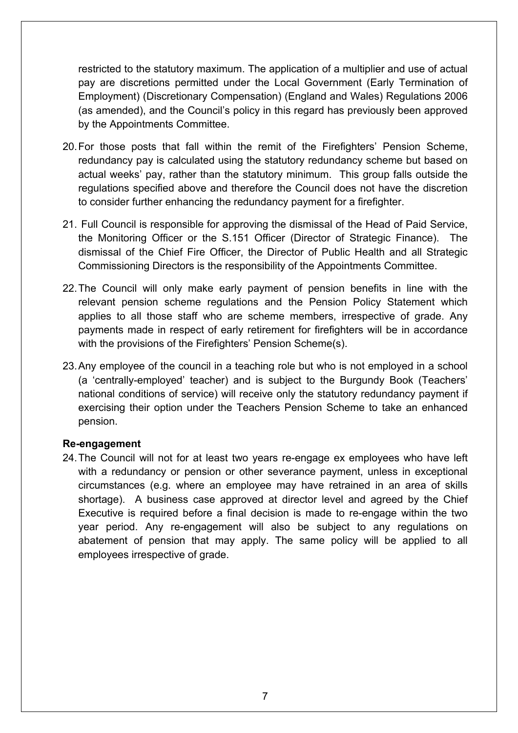restricted to the statutory maximum. The application of a multiplier and use of actual pay are discretions permitted under the Local Government (Early Termination of Employment) (Discretionary Compensation) (England and Wales) Regulations 2006 (as amended), and the Council's policy in this regard has previously been approved by the Appointments Committee.

20. For those posts that fall within the remit of the Firefighters' Pension Scheme, redundancy pay is calculated using the statutory redundancy scheme but based on actual weeks' pay, rather than the statutory minimum. This group falls outside the regulations specified above and therefore the Council does not have the discretion to consider further enhancing the redundancy payment for a firefighter.

21. Full Council is responsible for approving the dismissal of the Head of Paid Service, the Monitoring Officer or the S.151 Officer (Director of Strategic Finance). The dismissal of the Chief Fire Officer, the Director of Public Health and all Strategic Commissioning Directors is the responsibility of the Appointments Committee.

22. The Council will only make early payment of pension benefits in line with the relevant pension scheme regulations and the Pension Policy Statement which applies to all those staff who are scheme members, irrespective of grade. Any payments made in respect of early retirement for firefighters will be in accordance with the provisions of the Firefighters' Pension Scheme(s).

23. Any employee of the council in a teaching role but who is not employed in a school (a 'centrally-employed' teacher) and is subject to the Burgundy Book (Teachers' national conditions of service) will receive only the statutory redundancy payment if exercising their option under the Teachers Pension Scheme to take an enhanced pension.

**Re-engagement**

24. The Council will not for at least two years re-engage ex employees who have left with a redundancy or pension or other severance payment, unless in exceptional circumstances (e.g. where an employee may have retrained in an area of skills shortage). A business case approved at director level and agreed by the Chief Executive is required before a final decision is made to re-engage within the two year period. Any re-engagement will also be subject to any regulations on abatement of pension that may apply. The same policy will be applied to all employees irrespective of grade.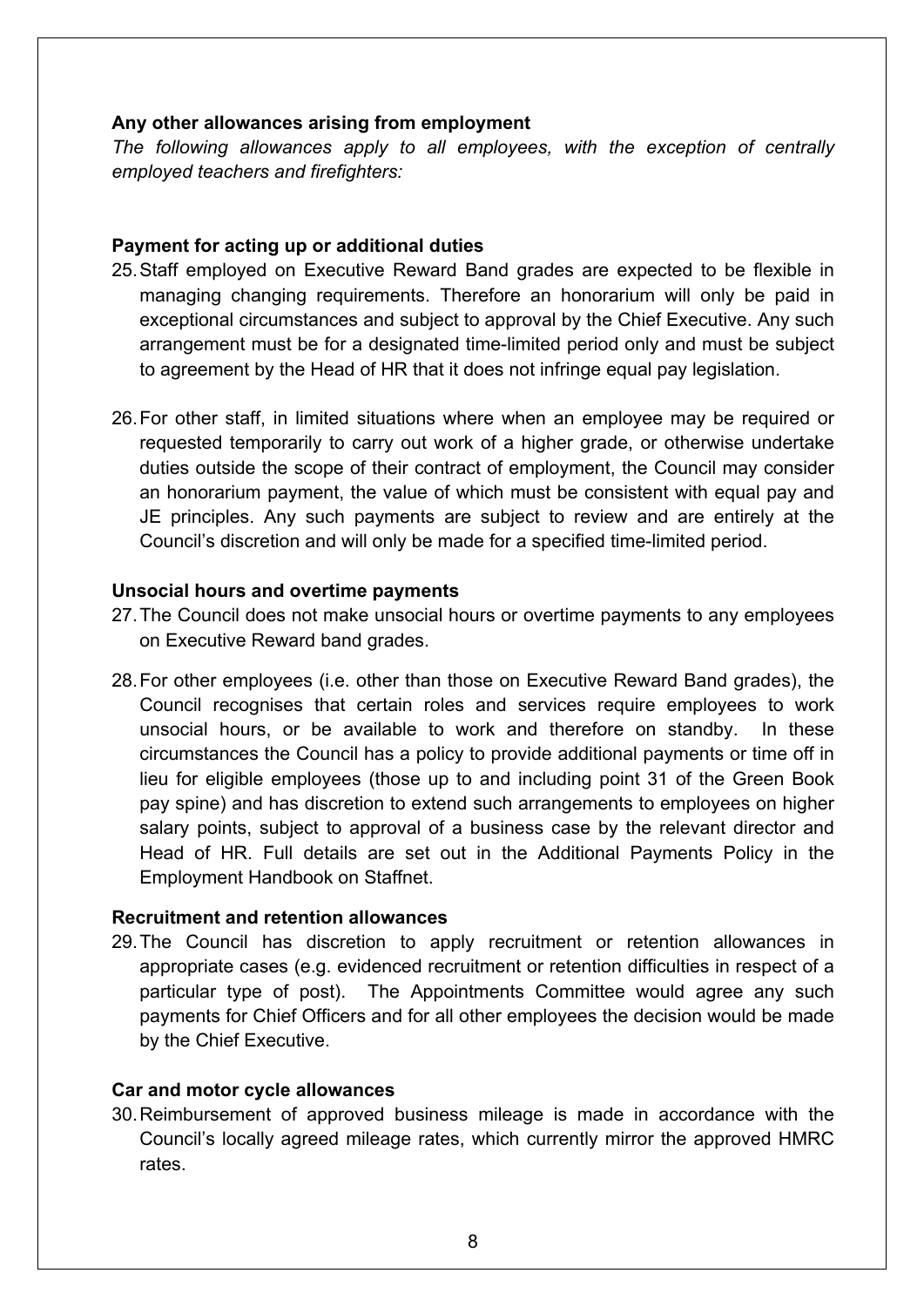**Any other allowances arising from employment**

*The following allowances apply to all employees, with the exception of centrally employed teachers and firefighters:*

**Payment for acting up or additional duties**

25. Staff employed on Executive Reward Band grades are expected to be flexible in managing changing requirements. Therefore an honorarium will only be paid in exceptional circumstances and subject to approval by the Chief Executive. Any such arrangement must be for a designated time-limited period only and must be subject to agreement by the Head of HR that it does not infringe equal pay legislation.

26. For other staff, in limited situations where when an employee may be required or requested temporarily to carry out work of a higher grade, or otherwise undertake duties outside the scope of their contract of employment, the Council may consider an honorarium payment, the value of which must be consistent with equal pay and JE principles. Any such payments are subject to review and are entirely at the Council's discretion and will only be made for a specified time-limited period.

**Unsocial hours and overtime payments**

27. The Council does not make unsocial hours or overtime payments to any employees on Executive Reward band grades.

28. For other employees (i.e. other than those on Executive Reward Band grades), the Council recognises that certain roles and services require employees to work unsocial hours, or be available to work and therefore on standby. In these circumstances the Council has a policy to provide additional payments or time off in lieu for eligible employees (those up to and including point 31 of the Green Book pay spine) and has discretion to extend such arrangements to employees on higher salary points, subject to approval of a business case by the relevant director and Head of HR. Full details are set out in the Additional Payments Policy in the Employment Handbook on Staffnet.

**Recruitment and retention allowances**

29. The Council has discretion to apply recruitment or retention allowances in appropriate cases (e.g. evidenced recruitment or retention difficulties in respect of a particular type of post). The Appointments Committee would agree any such payments for Chief Officers and for all other employees the decision would be made by the Chief Executive.

**Car and motor cycle allowances**

30. Reimbursement of approved business mileage is made in accordance with the Council's locally agreed mileage rates, which currently mirror the approved HMRC rates.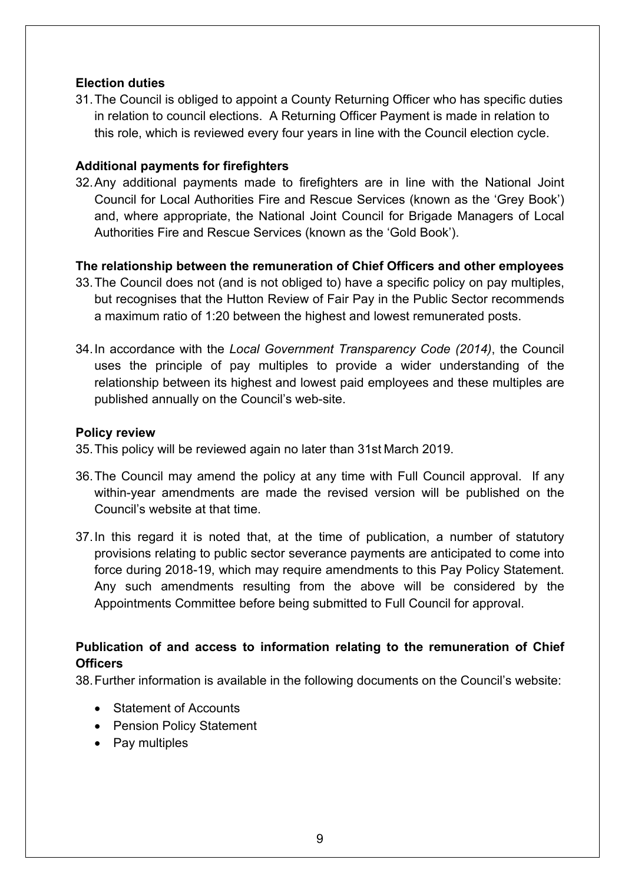**Election duties**

31. The Council is obliged to appoint a County Returning Officer who has specific duties in relation to council elections. A Returning Officer Payment is made in relation to this role, which is reviewed every four years in line with the Council election cycle.

**Additional payments for firefighters**

32. Any additional payments made to firefighters are in line with the National Joint Council for Local Authorities Fire and Rescue Services (known as the 'Grey Book') and, where appropriate, the National Joint Council for Brigade Managers of Local Authorities Fire and Rescue Services (known as the 'Gold Book').

**The relationship between the remuneration of Chief Officers and other employees**

33. The Council does not (and is not obliged to) have a specific policy on pay multiples, but recognises that the Hutton Review of Fair Pay in the Public Sector recommends a maximum ratio of 1:20 between the highest and lowest remunerated posts.

34. In accordance with the *Local Government Transparency Code (2014)*, the Council uses the principle of pay multiples to provide a wider understanding of the relationship between its highest and lowest paid employees and these multiples are published annually on the Council's web-site.

**Policy review**

35. This policy will be reviewed again no later than 31st March 2019.

36. The Council may amend the policy at any time with Full Council approval. If any within-year amendments are made the revised version will be published on the Council's website at that time.

37. In this regard it is noted that, at the time of publication, a number of statutory provisions relating to public sector severance payments are anticipated to come into force during 2018-19, which may require amendments to this Pay Policy Statement. Any such amendments resulting from the above will be considered by the Appointments Committee before being submitted to Full Council for approval.

**Publication of and access to information relating to the remuneration of Chief Officers**

38. Further information is available in the following documents on the Council's website:

- Statement of Accounts
- Pension Policy Statement
- Pay multiples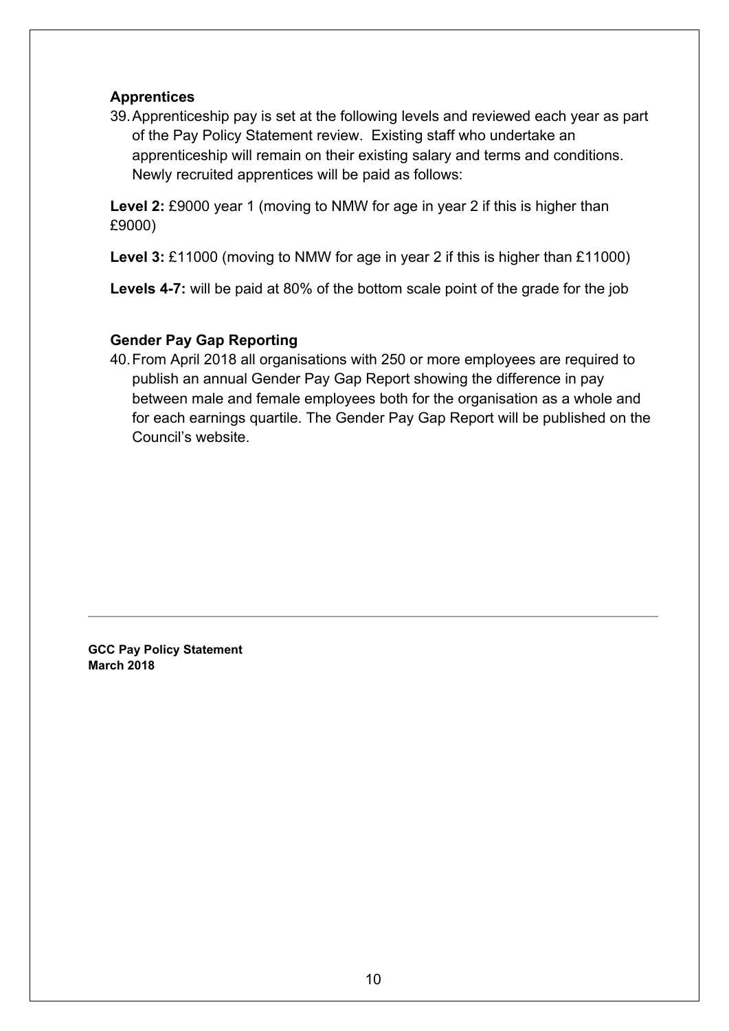### Apprentices

39. Apprenticeship pay is set at the following levels and reviewed each year as part of the Pay Policy Statement review. Existing staff who undertake an apprenticeship will remain on their existing salary and terms and conditions. Newly recruited apprentices will be paid as follows:

**Level 2:** £9000 year 1 (moving to NMW for age in year 2 if this is higher than £9000)

**Level 3:** £11000 (moving to NMW for age in year 2 if this is higher than £11000)

**Levels 4-7:** will be paid at 80% of the bottom scale point of the grade for the job

### Gender Pay Gap Reporting

40. From April 2018 all organisations with 250 or more employees are required to publish an annual Gender Pay Gap Report showing the difference in pay between male and female employees both for the organisation as a whole and for each earnings quartile. The Gender Pay Gap Report will be published on the Council's website.